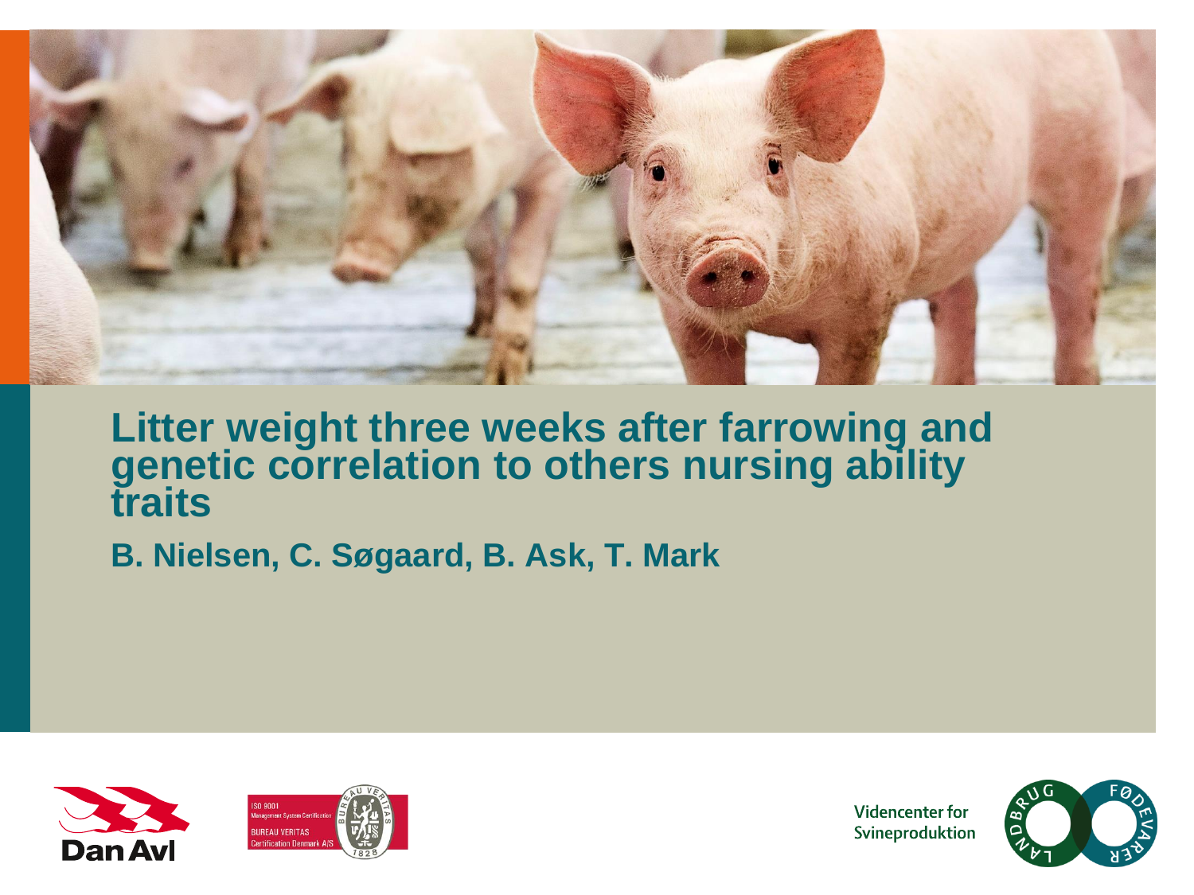# Litter weight three weeks after farrowing and genetic correlation to others nursing ability traits

**B. Nielsen, C. Søgaard, B. Ask, T. Mark**

Videncenter for Svineproduktion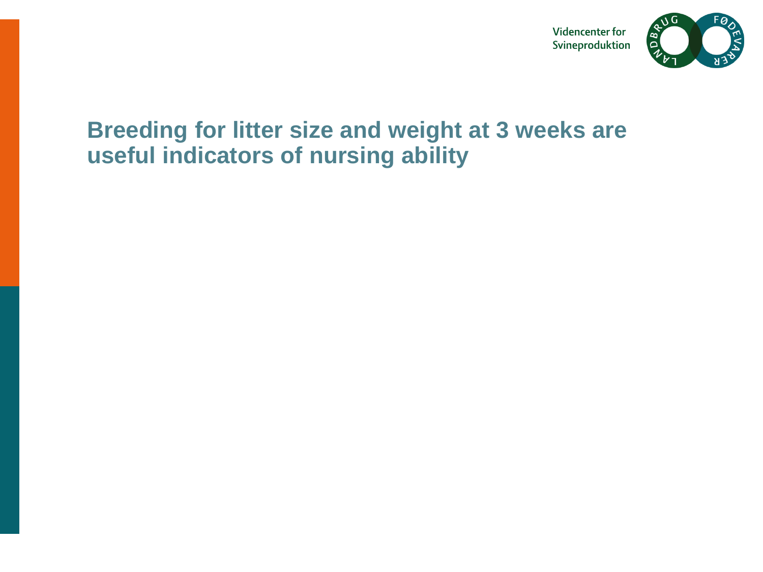# Breeding for litter size and weight at 3 weeks are useful indicators of nursing ability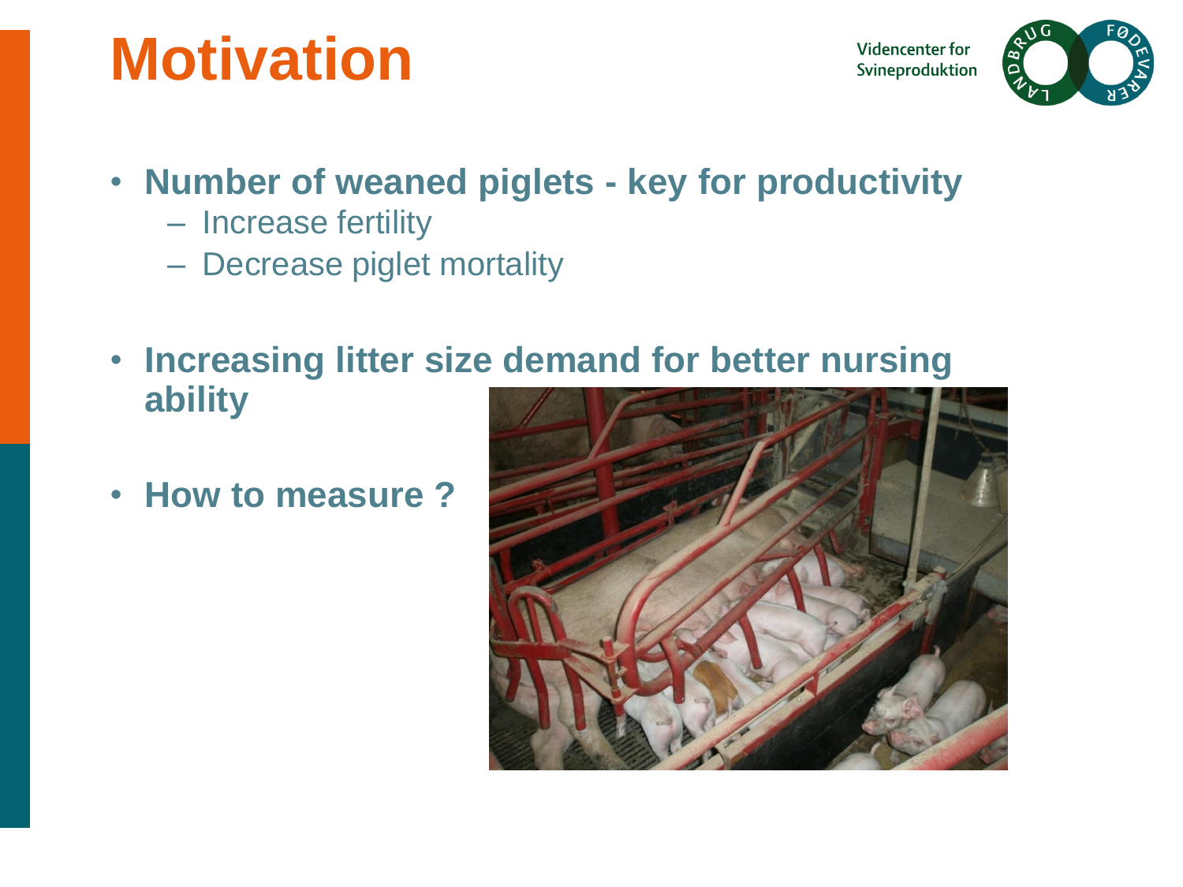# Motivation

- **Number of weaned piglets - key for productivity**
  - Increase fertility
  - Decrease piglet mortality
- **Increasing litter size demand for better nursing ability**
- **How to measure ?**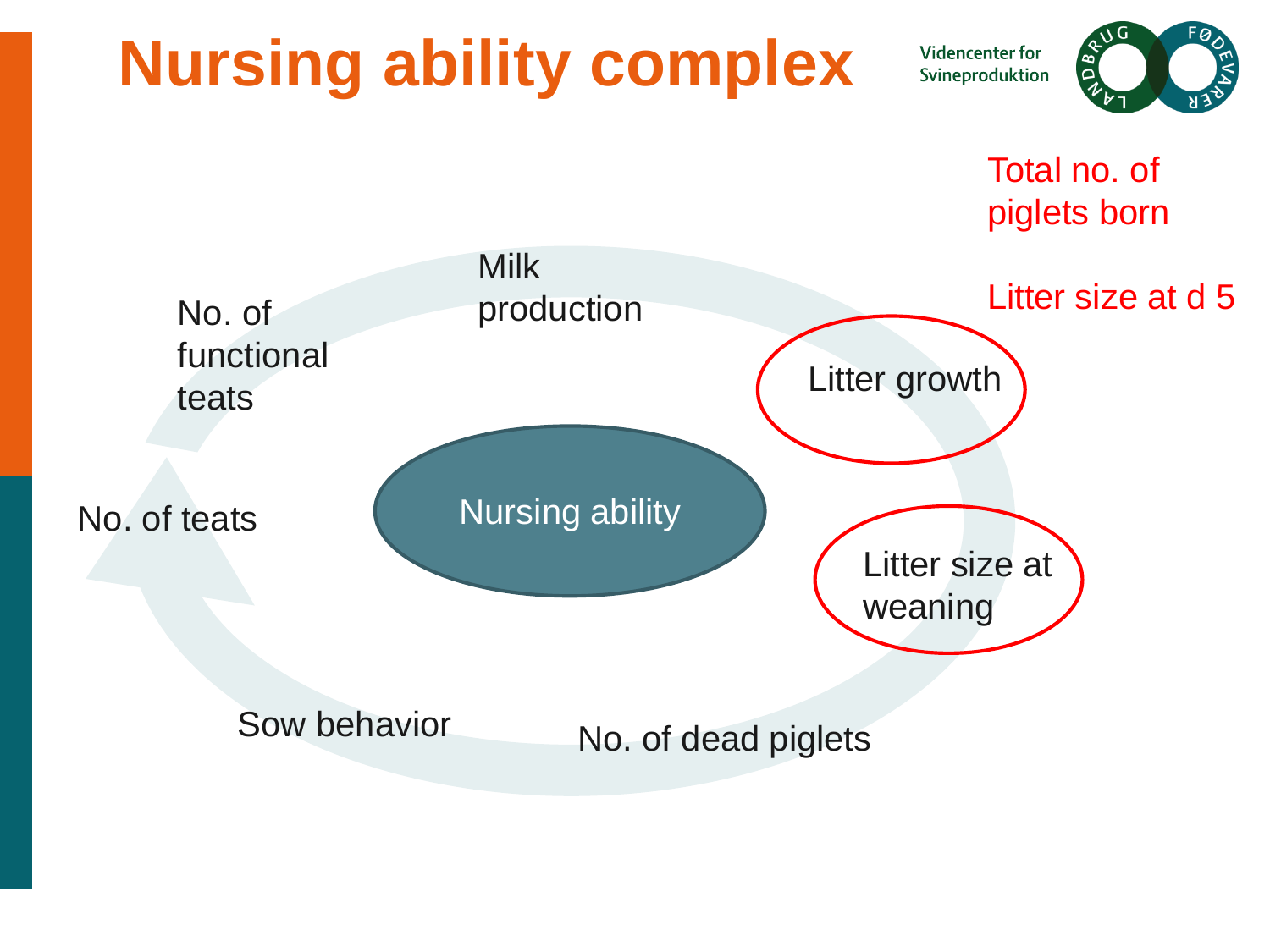# Nursing ability complex

Videncenter for Svineproduktion

Total no. of piglets born

Litter size at d 5

Milk production

No. of functional teats

Litter growth

No. of teats

Nursing ability

Litter size at weaning

Sow behavior

No. of dead piglets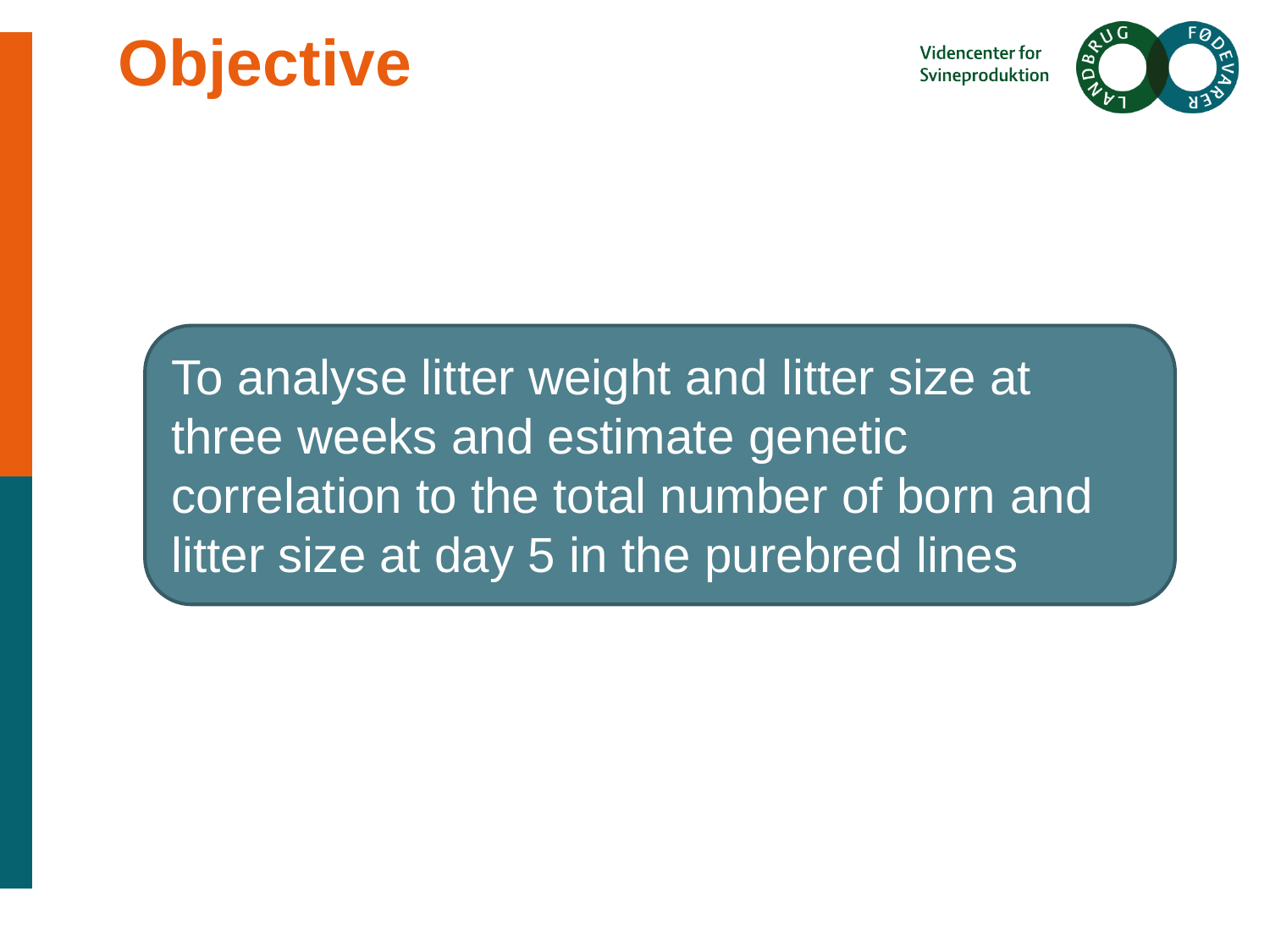# Objective

To analyse litter weight and litter size at three weeks and estimate genetic correlation to the total number of born and litter size at day 5 in the purebred lines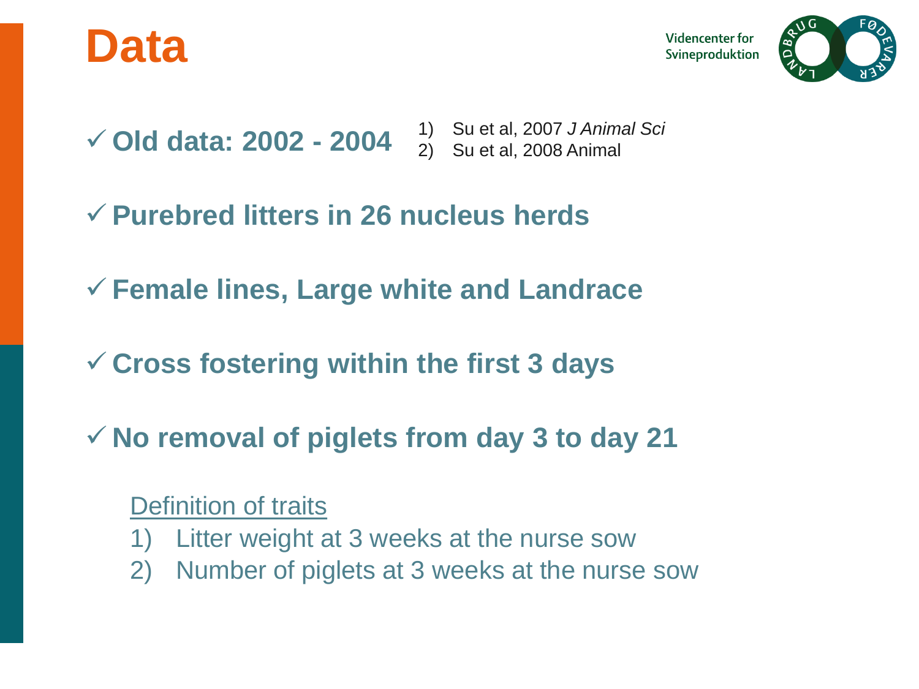# Data

- ✓ **Old data: 2002 - 2004**
  1) Su et al, 2007 *J Animal Sci*
  2) Su et al, 2008 Animal

- ✓ **Purebred litters in 26 nucleus herds**

- ✓ **Female lines, Large white and Landrace**

- ✓ **Cross fostering within the first 3 days**

- ✓ **No removal of piglets from day 3 to day 21**

Definition of traits

1) Litter weight at 3 weeks at the nurse sow
2) Number of piglets at 3 weeks at the nurse sow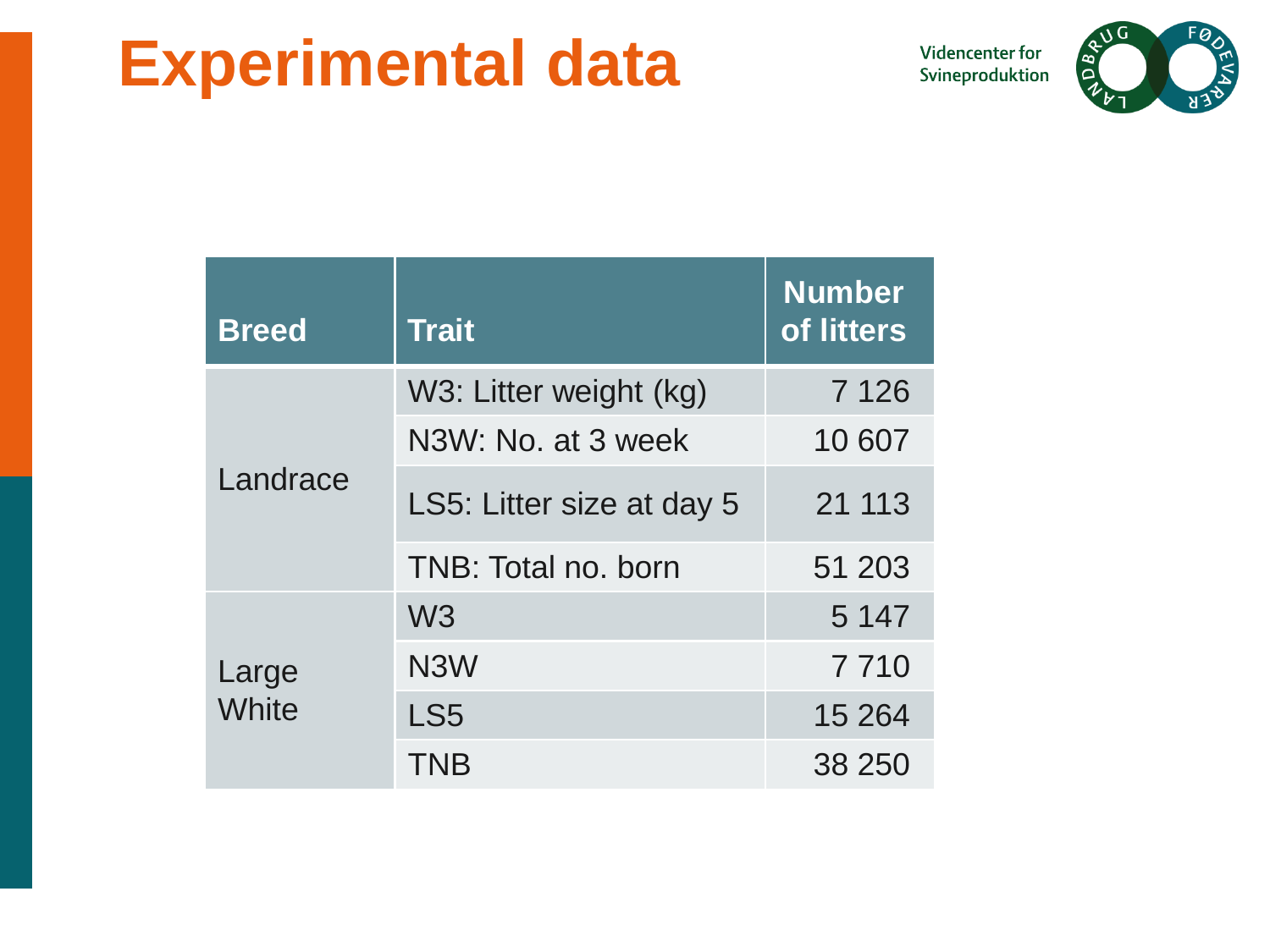# Experimental data

| Breed | Trait | Number of litters |
|---|---|---|
| Landrace | W3: Litter weight (kg) | 7 126 |
| | N3W: No. at 3 week | 10 607 |
| | LS5: Litter size at day 5 | 21 113 |
| | TNB: Total no. born | 51 203 |
| Large White | W3 | 5 147 |
| | N3W | 7 710 |
| | LS5 | 15 264 |
| | TNB | 38 250 |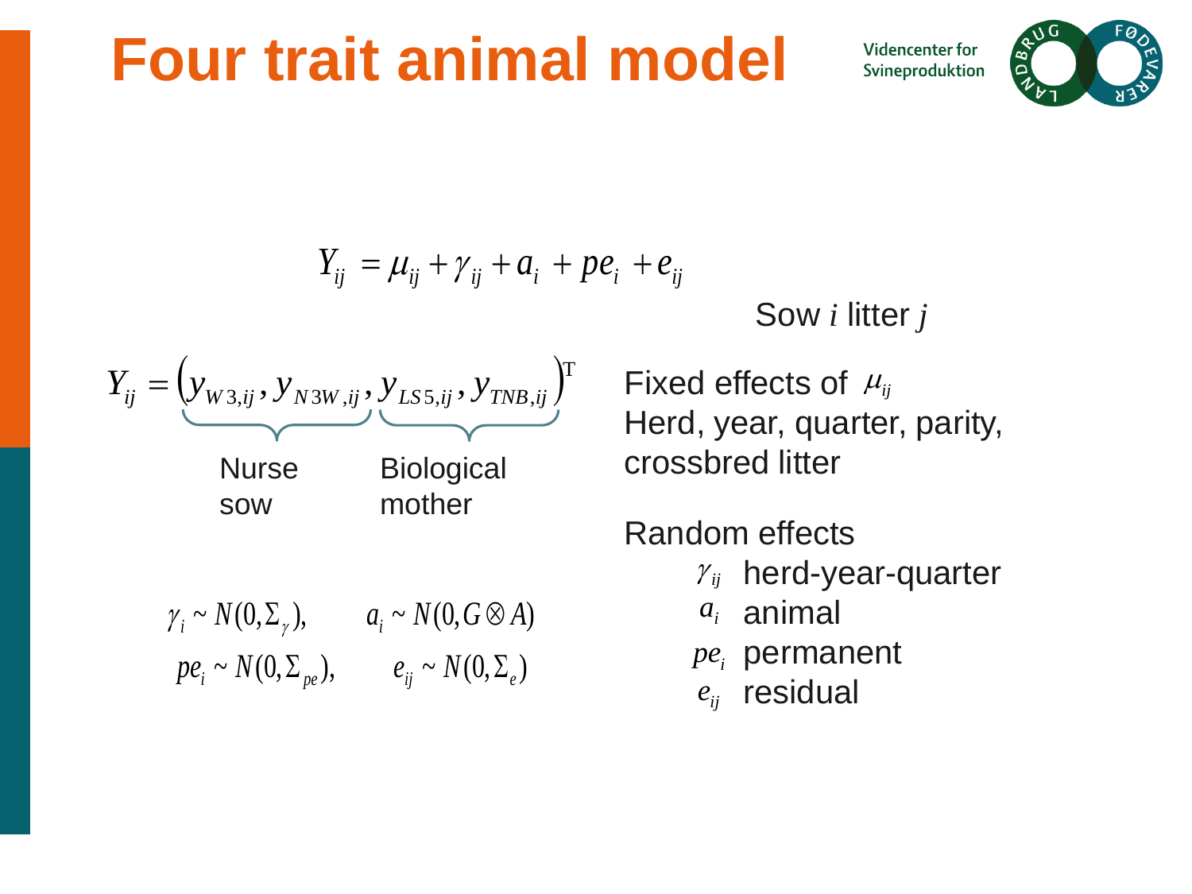# Four trait animal model

Videncenter for Svineproduktion

$$Y_{ij} = \mu_{ij} + \gamma_{ij} + a_i + pe_i + e_{ij}$$

Sow $i$ litter $j$

$$Y_{ij} = \big(\underbrace{y_{W3,ij}, y_{N3W,ij}}_{\text{Nurse sow}}, \underbrace{y_{LS5,ij}, y_{TNB,ij}}_{\text{Biological mother}}\big)^{\mathrm{T}}$$

Fixed effects of $\mu_{ij}$
Herd, year, quarter, parity, crossbred litter

$$\gamma_i \sim N(0, \Sigma_\gamma), \qquad a_i \sim N(0, G \otimes A)$$

$$pe_i \sim N(0, \Sigma_{pe}), \qquad e_{ij} \sim N(0, \Sigma_e)$$

Random effects

- $\gamma_{ij}$ herd-year-quarter
- $a_i$ animal
- $pe_i$ permanent
- $e_{ij}$ residual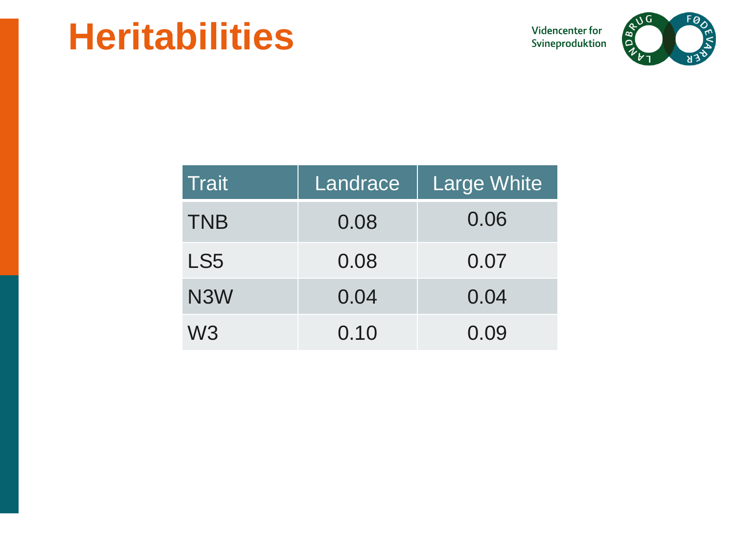# Heritabilities

| Trait | Landrace | Large White |
|---|---|---|
| TNB | 0.08 | 0.06 |
| LS5 | 0.08 | 0.07 |
| N3W | 0.04 | 0.04 |
| W3 | 0.10 | 0.09 |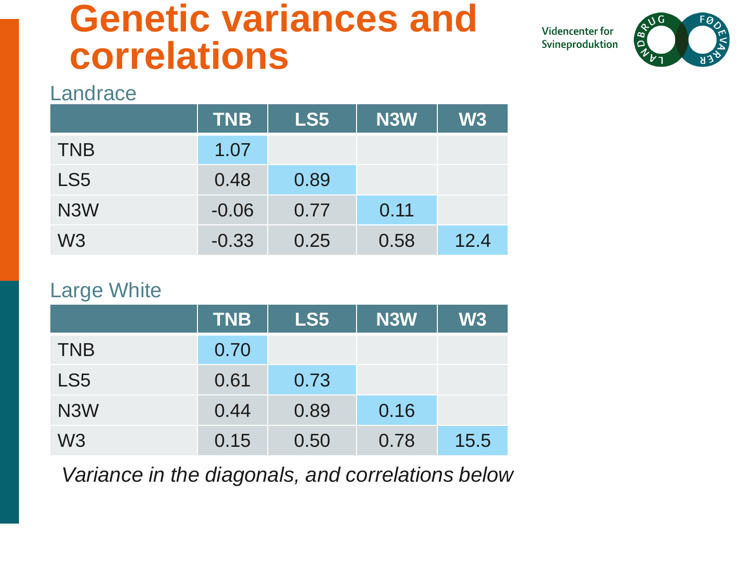# Genetic variances and correlations

Videncenter for Svineproduktion

## Landrace

| | TNB | LS5 | N3W | W3 |
|---|---|---|---|---|
| TNB | 1.07 | | | |
| LS5 | 0.48 | 0.89 | | |
| N3W | -0.06 | 0.77 | 0.11 | |
| W3 | -0.33 | 0.25 | 0.58 | 12.4 |

## Large White

| | TNB | LS5 | N3W | W3 |
|---|---|---|---|---|
| TNB | 0.70 | | | |
| LS5 | 0.61 | 0.73 | | |
| N3W | 0.44 | 0.89 | 0.16 | |
| W3 | 0.15 | 0.50 | 0.78 | 15.5 |

*Variance in the diagonals, and correlations below*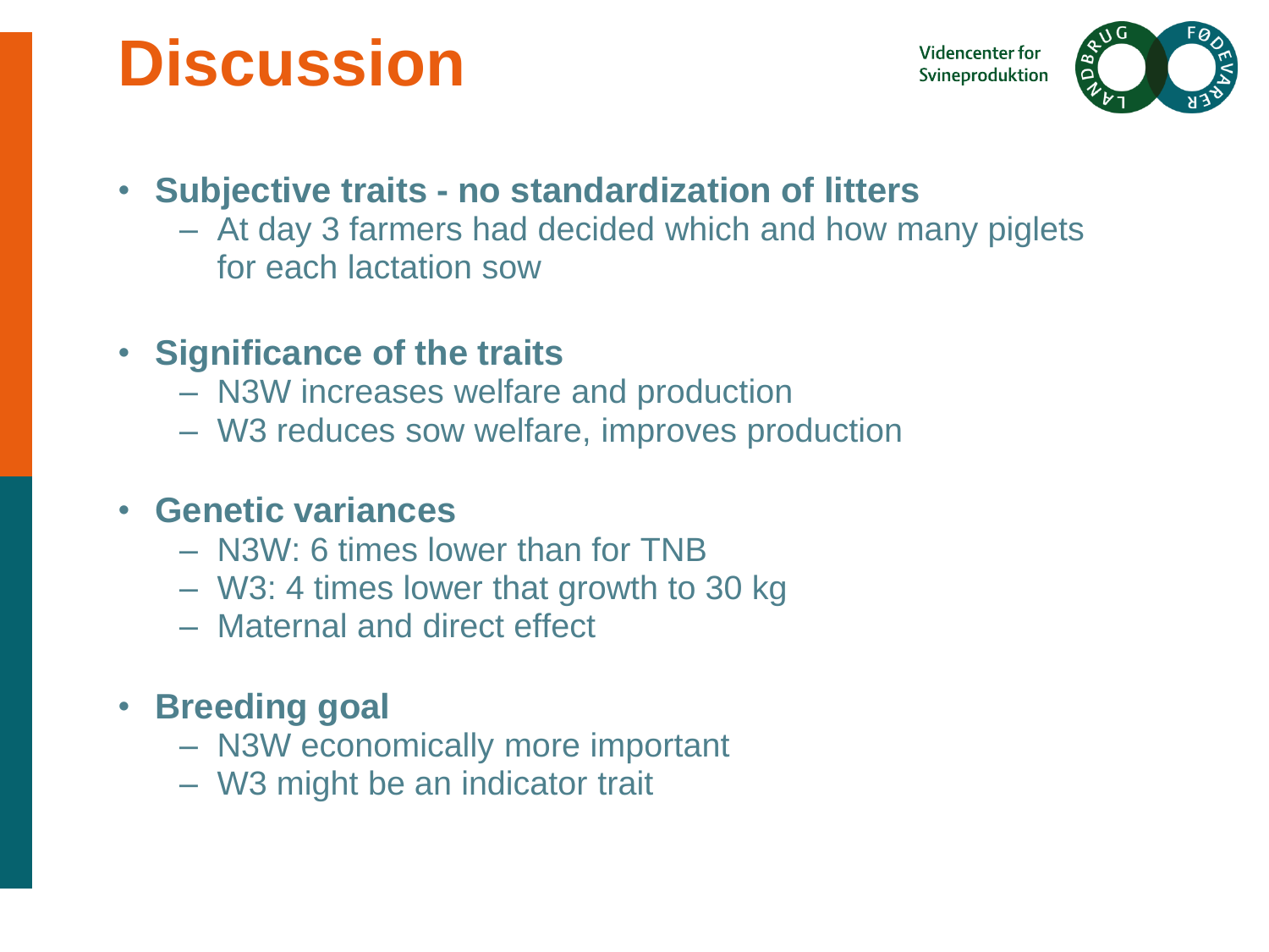# Discussion

- **Subjective traits - no standardization of litters**
  - At day 3 farmers had decided which and how many piglets for each lactation sow
- **Significance of the traits**
  - N3W increases welfare and production
  - W3 reduces sow welfare, improves production
- **Genetic variances**
  - N3W: 6 times lower than for TNB
  - W3: 4 times lower that growth to 30 kg
  - Maternal and direct effect
- **Breeding goal**
  - N3W economically more important
  - W3 might be an indicator trait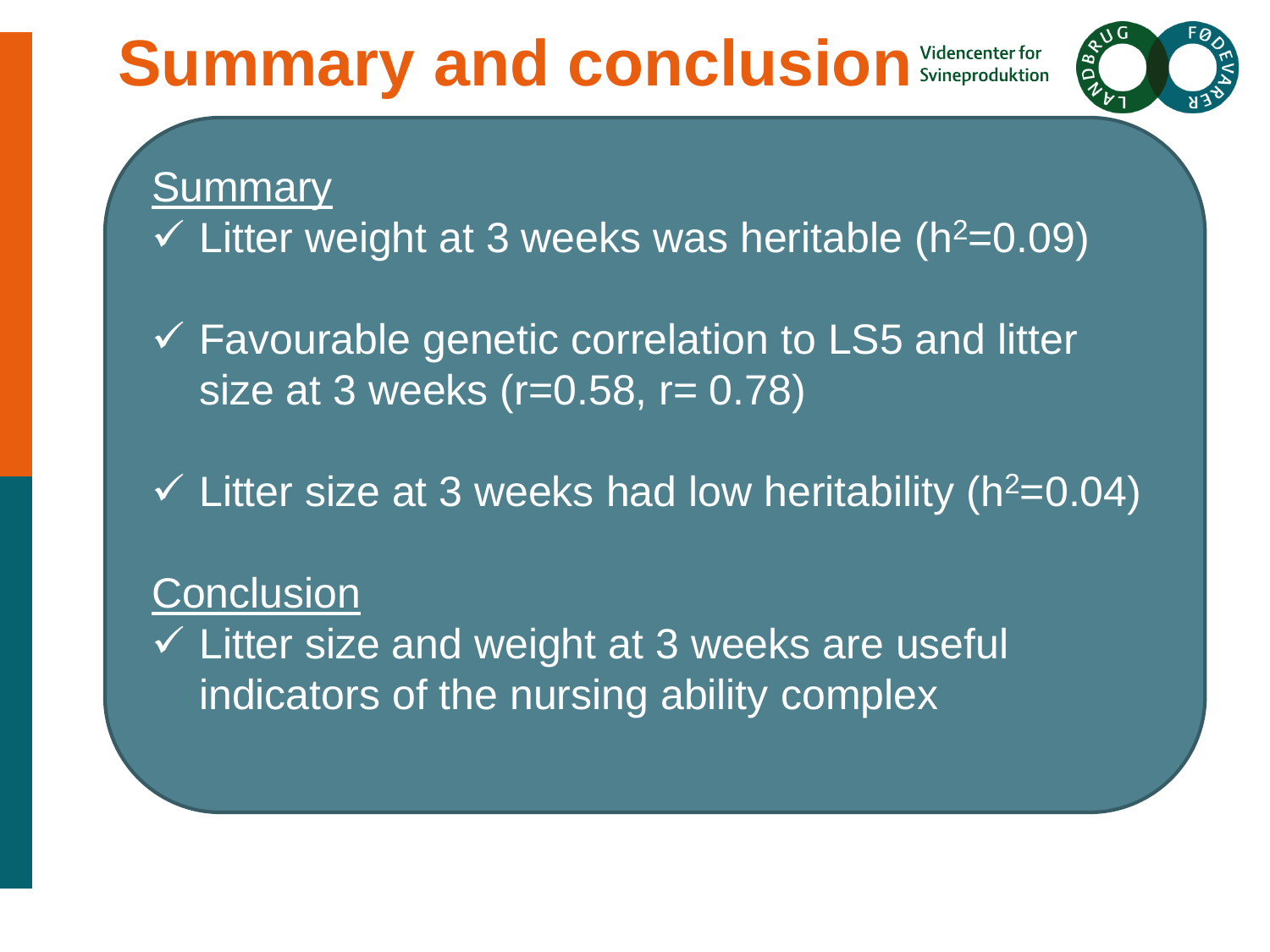# Summary and conclusion

Videncenter for Svineproduktion

LANDBRUG FØDEVARER

Summary

- ✓ Litter weight at 3 weeks was heritable ($h^2$=0.09)
- ✓ Favourable genetic correlation to LS5 and litter size at 3 weeks (r=0.58, r= 0.78)
- ✓ Litter size at 3 weeks had low heritability ($h^2$=0.04)

Conclusion

- ✓ Litter size and weight at 3 weeks are useful indicators of the nursing ability complex